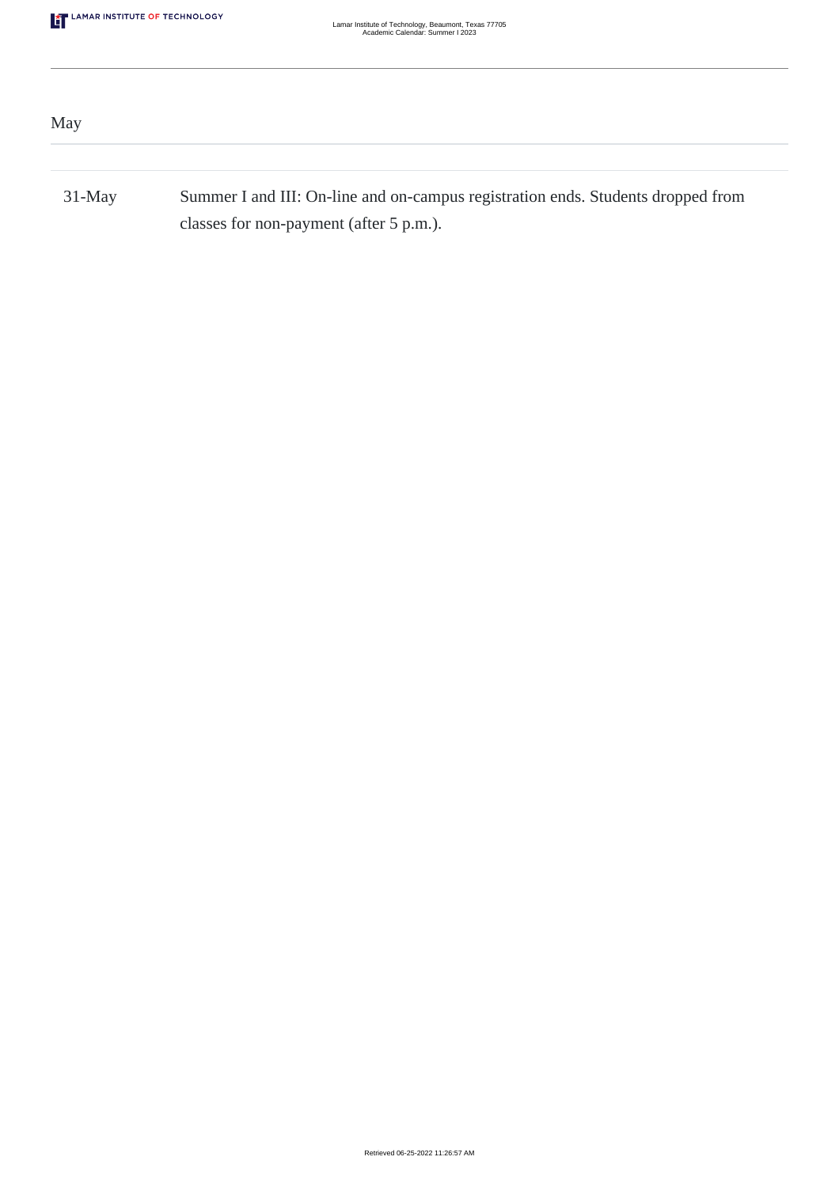## May

| | |
|---|---|
| 31-May | Summer I and III: On-line and on-campus registration ends. Students dropped from classes for non-payment (after 5 p.m.). |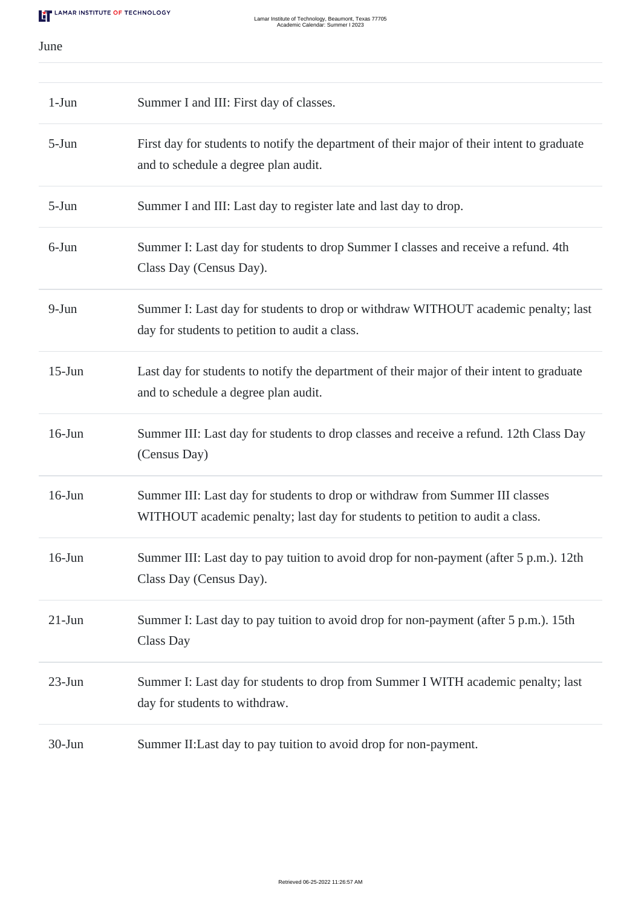June

| | |
|---|---|
| 1-Jun | Summer I and III: First day of classes. |
| 5-Jun | First day for students to notify the department of their major of their intent to graduate and to schedule a degree plan audit. |
| 5-Jun | Summer I and III: Last day to register late and last day to drop. |
| 6-Jun | Summer I: Last day for students to drop Summer I classes and receive a refund. 4th Class Day (Census Day). |
| 9-Jun | Summer I: Last day for students to drop or withdraw WITHOUT academic penalty; last day for students to petition to audit a class. |
| 15-Jun | Last day for students to notify the department of their major of their intent to graduate and to schedule a degree plan audit. |
| 16-Jun | Summer III: Last day for students to drop classes and receive a refund. 12th Class Day (Census Day) |
| 16-Jun | Summer III: Last day for students to drop or withdraw from Summer III classes WITHOUT academic penalty; last day for students to petition to audit a class. |
| 16-Jun | Summer III: Last day to pay tuition to avoid drop for non-payment (after 5 p.m.). 12th Class Day (Census Day). |
| 21-Jun | Summer I: Last day to pay tuition to avoid drop for non-payment (after 5 p.m.). 15th Class Day |
| 23-Jun | Summer I: Last day for students to drop from Summer I WITH academic penalty; last day for students to withdraw. |
| 30-Jun | Summer II:Last day to pay tuition to avoid drop for non-payment. |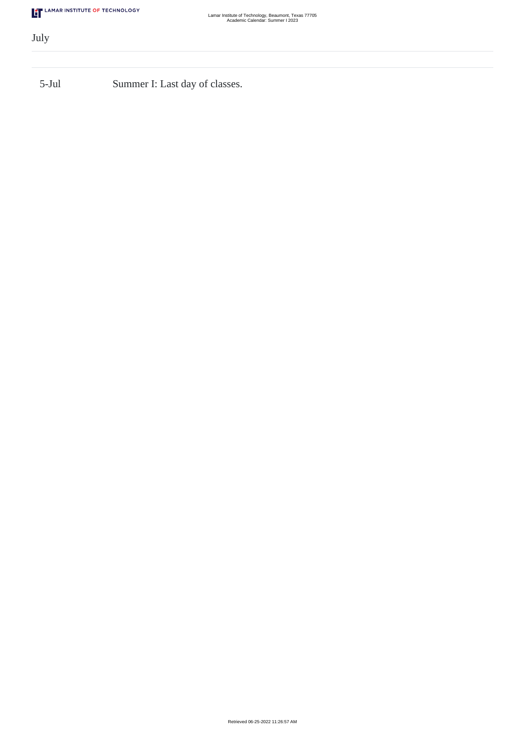## July

| | |
|---|---|
| 5-Jul | Summer I: Last day of classes. |